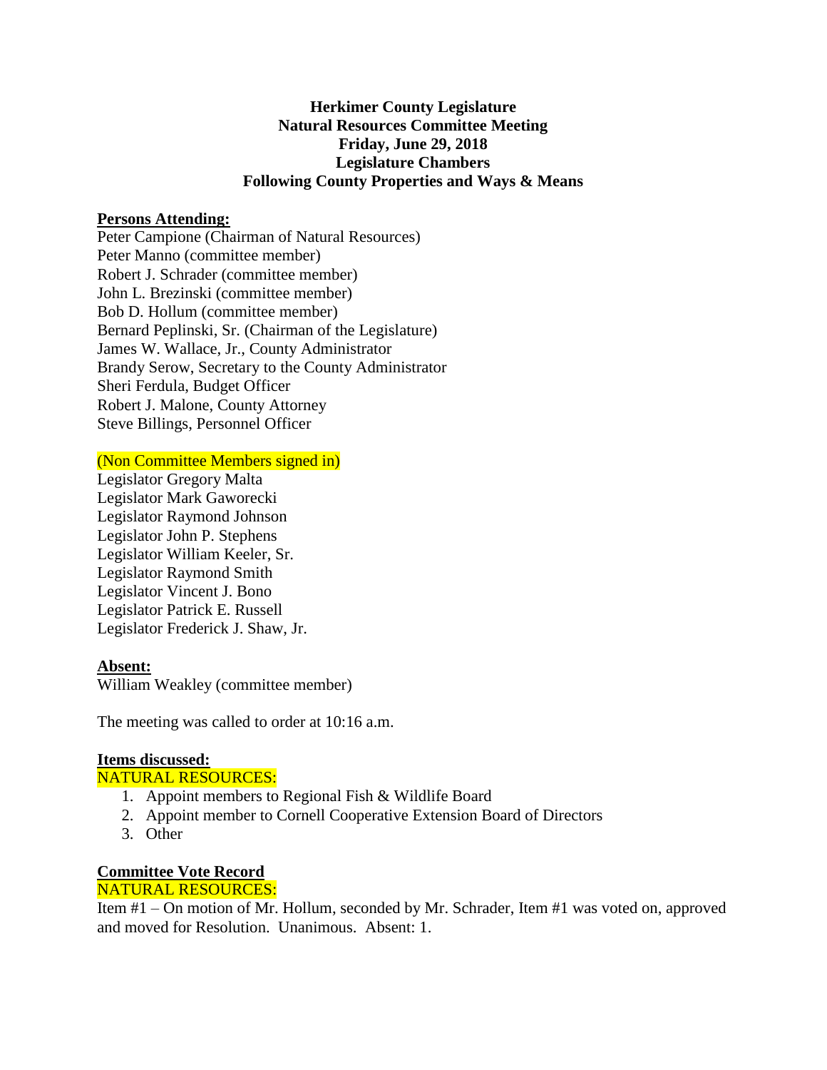**Herkimer County Legislature**
**Natural Resources Committee Meeting**
**Friday, June 29, 2018**
**Legislature Chambers**
**Following County Properties and Ways & Means**

**Persons Attending:**

Peter Campione (Chairman of Natural Resources)
Peter Manno (committee member)
Robert J. Schrader (committee member)
John L. Brezinski (committee member)
Bob D. Hollum (committee member)
Bernard Peplinski, Sr. (Chairman of the Legislature)
James W. Wallace, Jr., County Administrator
Brandy Serow, Secretary to the County Administrator
Sheri Ferdula, Budget Officer
Robert J. Malone, County Attorney
Steve Billings, Personnel Officer

(Non Committee Members signed in)

Legislator Gregory Malta
Legislator Mark Gaworecki
Legislator Raymond Johnson
Legislator John P. Stephens
Legislator William Keeler, Sr.
Legislator Raymond Smith
Legislator Vincent J. Bono
Legislator Patrick E. Russell
Legislator Frederick J. Shaw, Jr.

**Absent:**

William Weakley (committee member)

The meeting was called to order at 10:16 a.m.

**Items discussed:**

NATURAL RESOURCES:

1. Appoint members to Regional Fish & Wildlife Board
2. Appoint member to Cornell Cooperative Extension Board of Directors
3. Other

**Committee Vote Record**

NATURAL RESOURCES:

Item #1 – On motion of Mr. Hollum, seconded by Mr. Schrader, Item #1 was voted on, approved and moved for Resolution. Unanimous. Absent: 1.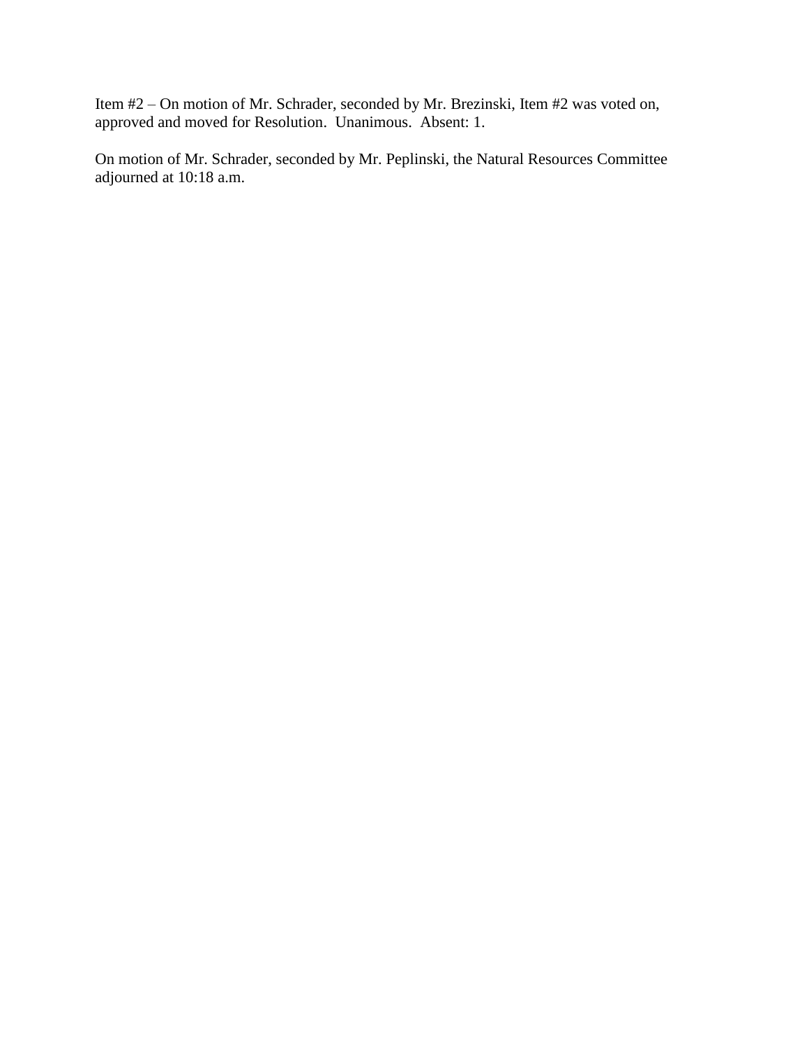Item #2 – On motion of Mr. Schrader, seconded by Mr. Brezinski, Item #2 was voted on, approved and moved for Resolution. Unanimous. Absent: 1.

On motion of Mr. Schrader, seconded by Mr. Peplinski, the Natural Resources Committee adjourned at 10:18 a.m.